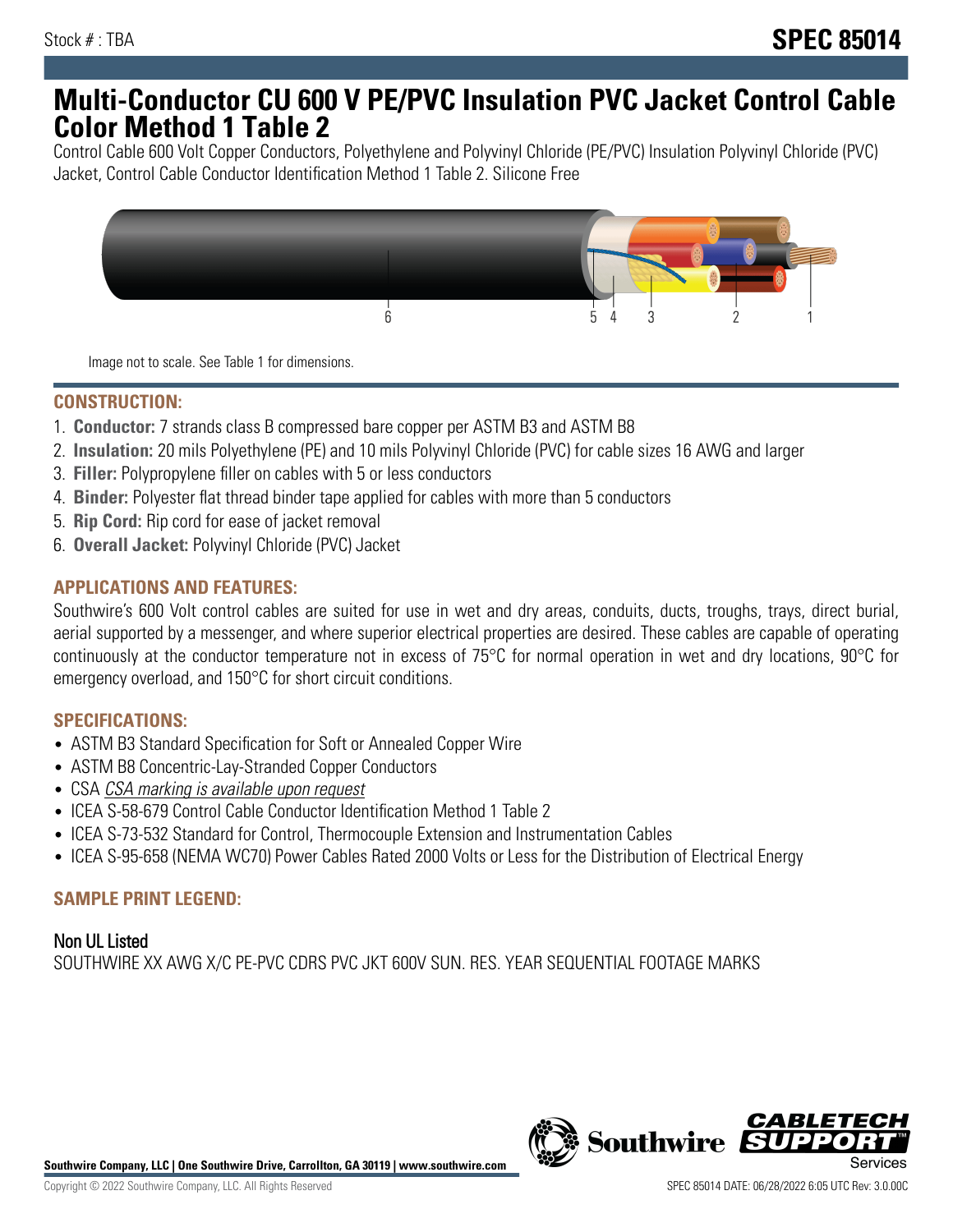Stock # : TBA

# SPEC 85014

# Multi-Conductor CU 600 V PE/PVC Insulation PVC Jacket Control Cable Color Method 1 Table 2

Control Cable 600 Volt Copper Conductors, Polyethylene and Polyvinyl Chloride (PE/PVC) Insulation Polyvinyl Chloride (PVC) Jacket, Control Cable Conductor Identification Method 1 Table 2. Silicone Free

Image not to scale. See Table 1 for dimensions.

## CONSTRUCTION:

1. **Conductor:** 7 strands class B compressed bare copper per ASTM B3 and ASTM B8
2. **Insulation:** 20 mils Polyethylene (PE) and 10 mils Polyvinyl Chloride (PVC) for cable sizes 16 AWG and larger
3. **Filler:** Polypropylene filler on cables with 5 or less conductors
4. **Binder:** Polyester flat thread binder tape applied for cables with more than 5 conductors
5. **Rip Cord:** Rip cord for ease of jacket removal
6. **Overall Jacket:** Polyvinyl Chloride (PVC) Jacket

## APPLICATIONS AND FEATURES:

Southwire's 600 Volt control cables are suited for use in wet and dry areas, conduits, ducts, troughs, trays, direct burial, aerial supported by a messenger, and where superior electrical properties are desired. These cables are capable of operating continuously at the conductor temperature not in excess of 75°C for normal operation in wet and dry locations, 90°C for emergency overload, and 150°C for short circuit conditions.

## SPECIFICATIONS:

- ASTM B3 Standard Specification for Soft or Annealed Copper Wire
- ASTM B8 Concentric-Lay-Stranded Copper Conductors
- CSA *CSA marking is available upon request*
- ICEA S-58-679 Control Cable Conductor Identification Method 1 Table 2
- ICEA S-73-532 Standard for Control, Thermocouple Extension and Instrumentation Cables
- ICEA S-95-658 (NEMA WC70) Power Cables Rated 2000 Volts or Less for the Distribution of Electrical Energy

## SAMPLE PRINT LEGEND:

### Non UL Listed

SOUTHWIRE XX AWG X/C PE-PVC CDRS PVC JKT 600V SUN. RES. YEAR SEQUENTIAL FOOTAGE MARKS

**Southwire Company, LLC | One Southwire Drive, Carrollton, GA 30119 | www.southwire.com**

Copyright © 2022 Southwire Company, LLC. All Rights Reserved

SPEC 85014 DATE: 06/28/2022 6:05 UTC Rev: 3.0.00C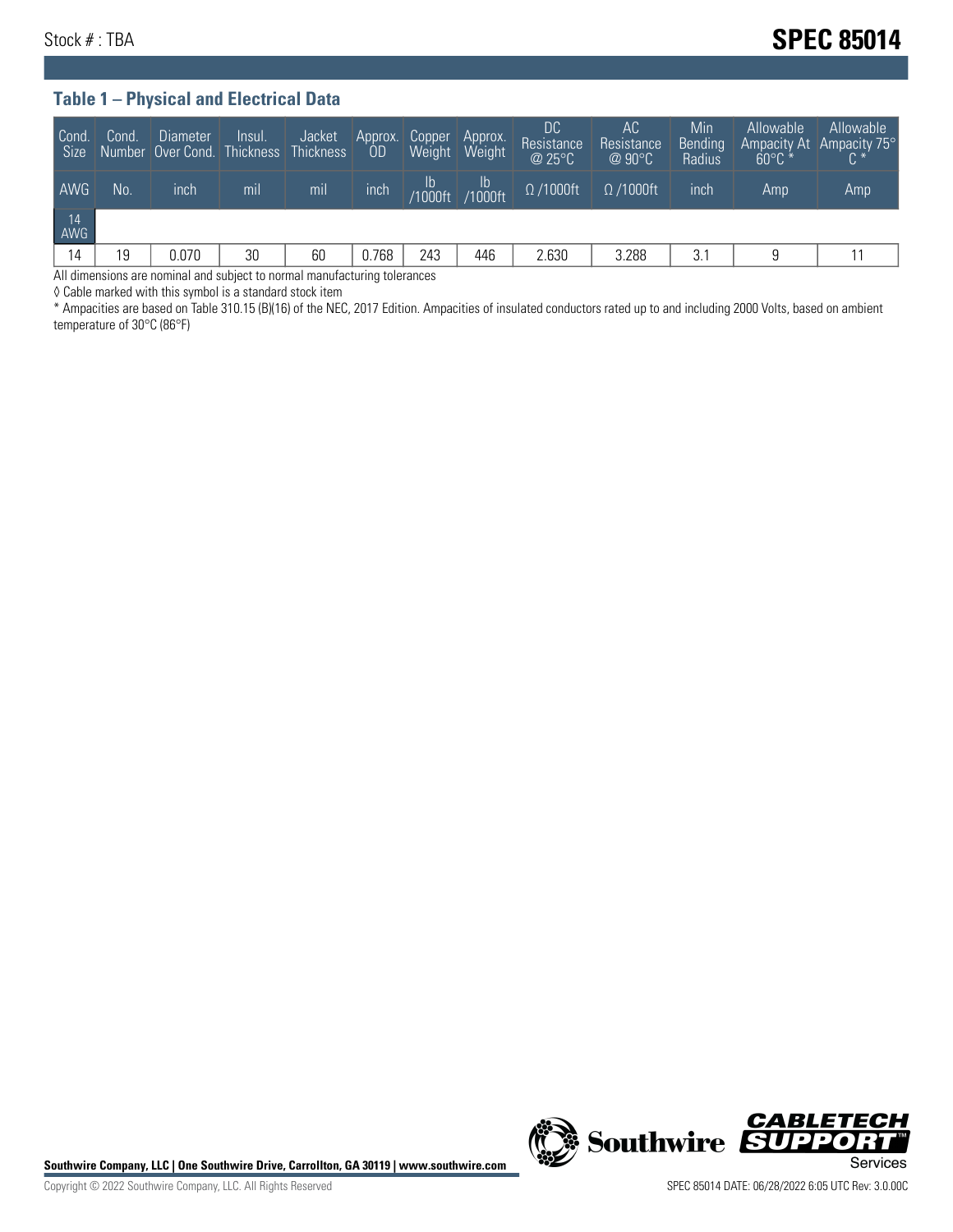### Table 1 – Physical and Electrical Data

| Cond. Size | Cond. Number | Diameter Over Cond. | Insul. Thickness | Jacket Thickness | Approx. OD | Copper Weight | Approx. Weight | DC Resistance @ 25°C | AC Resistance @ 90°C | Min Bending Radius | Allowable Ampacity At 60°C * | Allowable Ampacity 75° C * |
|---|---|---|---|---|---|---|---|---|---|---|---|---|
| AWG | No. | inch | mil | mil | inch | lb /1000ft | lb /1000ft | Ω /1000ft | Ω /1000ft | inch | Amp | Amp |
| 14 AWG | | | | | | | | | | | | |
| 14 | 19 | 0.070 | 30 | 60 | 0.768 | 243 | 446 | 2.630 | 3.288 | 3.1 | 9 | 11 |

All dimensions are nominal and subject to normal manufacturing tolerances

◊ Cable marked with this symbol is a standard stock item

* Ampacities are based on Table 310.15 (B)(16) of the NEC, 2017 Edition. Ampacities of insulated conductors rated up to and including 2000 Volts, based on ambient temperature of 30°C (86°F)